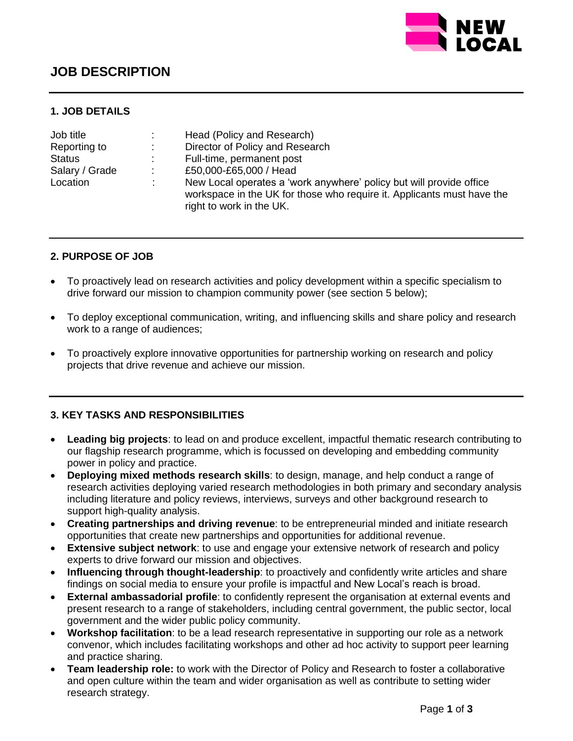# JOB DESCRIPTION

## 1. JOB DETAILS

| | | |
|---|---|---|
| Job title | : | Head (Policy and Research) |
| Reporting to | : | Director of Policy and Research |
| Status | : | Full-time, permanent post |
| Salary / Grade | : | £50,000-£65,000 / Head |
| Location | : | New Local operates a 'work anywhere' policy but will provide office workspace in the UK for those who require it. Applicants must have the right to work in the UK. |

## 2. PURPOSE OF JOB

- To proactively lead on research activities and policy development within a specific specialism to drive forward our mission to champion community power (see section 5 below);
- To deploy exceptional communication, writing, and influencing skills and share policy and research work to a range of audiences;
- To proactively explore innovative opportunities for partnership working on research and policy projects that drive revenue and achieve our mission.

## 3. KEY TASKS AND RESPONSIBILITIES

- **Leading big projects**: to lead on and produce excellent, impactful thematic research contributing to our flagship research programme, which is focussed on developing and embedding community power in policy and practice.
- **Deploying mixed methods research skills**: to design, manage, and help conduct a range of research activities deploying varied research methodologies in both primary and secondary analysis including literature and policy reviews, interviews, surveys and other background research to support high-quality analysis.
- **Creating partnerships and driving revenue**: to be entrepreneurial minded and initiate research opportunities that create new partnerships and opportunities for additional revenue.
- **Extensive subject network**: to use and engage your extensive network of research and policy experts to drive forward our mission and objectives.
- **Influencing through thought-leadership**: to proactively and confidently write articles and share findings on social media to ensure your profile is impactful and New Local's reach is broad.
- **External ambassadorial profile**: to confidently represent the organisation at external events and present research to a range of stakeholders, including central government, the public sector, local government and the wider public policy community.
- **Workshop facilitation**: to be a lead research representative in supporting our role as a network convenor, which includes facilitating workshops and other ad hoc activity to support peer learning and practice sharing.
- **Team leadership role:** to work with the Director of Policy and Research to foster a collaborative and open culture within the team and wider organisation as well as contribute to setting wider research strategy.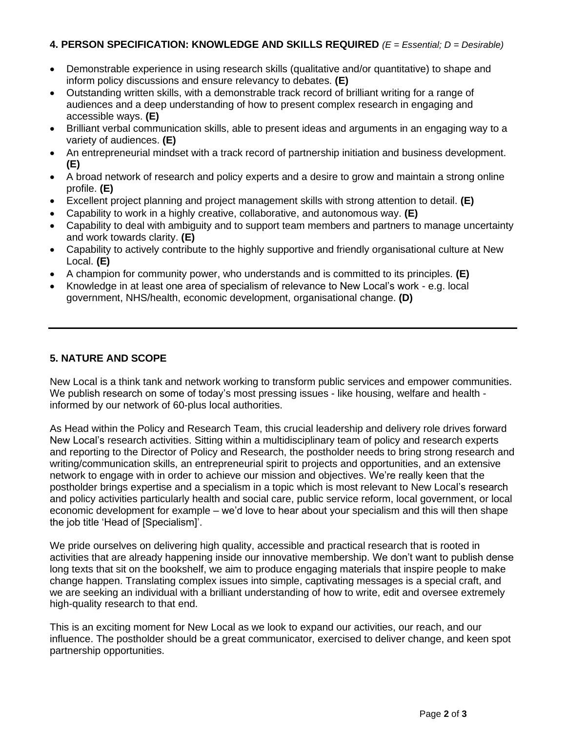### 4. PERSON SPECIFICATION: KNOWLEDGE AND SKILLS REQUIRED *(E = Essential; D = Desirable)*

- Demonstrable experience in using research skills (qualitative and/or quantitative) to shape and inform policy discussions and ensure relevancy to debates. **(E)**
- Outstanding written skills, with a demonstrable track record of brilliant writing for a range of audiences and a deep understanding of how to present complex research in engaging and accessible ways. **(E)**
- Brilliant verbal communication skills, able to present ideas and arguments in an engaging way to a variety of audiences. **(E)**
- An entrepreneurial mindset with a track record of partnership initiation and business development. **(E)**
- A broad network of research and policy experts and a desire to grow and maintain a strong online profile. **(E)**
- Excellent project planning and project management skills with strong attention to detail. **(E)**
- Capability to work in a highly creative, collaborative, and autonomous way. **(E)**
- Capability to deal with ambiguity and to support team members and partners to manage uncertainty and work towards clarity. **(E)**
- Capability to actively contribute to the highly supportive and friendly organisational culture at New Local. **(E)**
- A champion for community power, who understands and is committed to its principles. **(E)**
- Knowledge in at least one area of specialism of relevance to New Local's work - e.g. local government, NHS/health, economic development, organisational change. **(D)**

---

### 5. NATURE AND SCOPE

New Local is a think tank and network working to transform public services and empower communities. We publish research on some of today's most pressing issues - like housing, welfare and health - informed by our network of 60-plus local authorities.

As Head within the Policy and Research Team, this crucial leadership and delivery role drives forward New Local's research activities. Sitting within a multidisciplinary team of policy and research experts and reporting to the Director of Policy and Research, the postholder needs to bring strong research and writing/communication skills, an entrepreneurial spirit to projects and opportunities, and an extensive network to engage with in order to achieve our mission and objectives. We're really keen that the postholder brings expertise and a specialism in a topic which is most relevant to New Local's research and policy activities particularly health and social care, public service reform, local government, or local economic development for example – we'd love to hear about your specialism and this will then shape the job title 'Head of [Specialism]'.

We pride ourselves on delivering high quality, accessible and practical research that is rooted in activities that are already happening inside our innovative membership. We don't want to publish dense long texts that sit on the bookshelf, we aim to produce engaging materials that inspire people to make change happen. Translating complex issues into simple, captivating messages is a special craft, and we are seeking an individual with a brilliant understanding of how to write, edit and oversee extremely high-quality research to that end.

This is an exciting moment for New Local as we look to expand our activities, our reach, and our influence. The postholder should be a great communicator, exercised to deliver change, and keen spot partnership opportunities.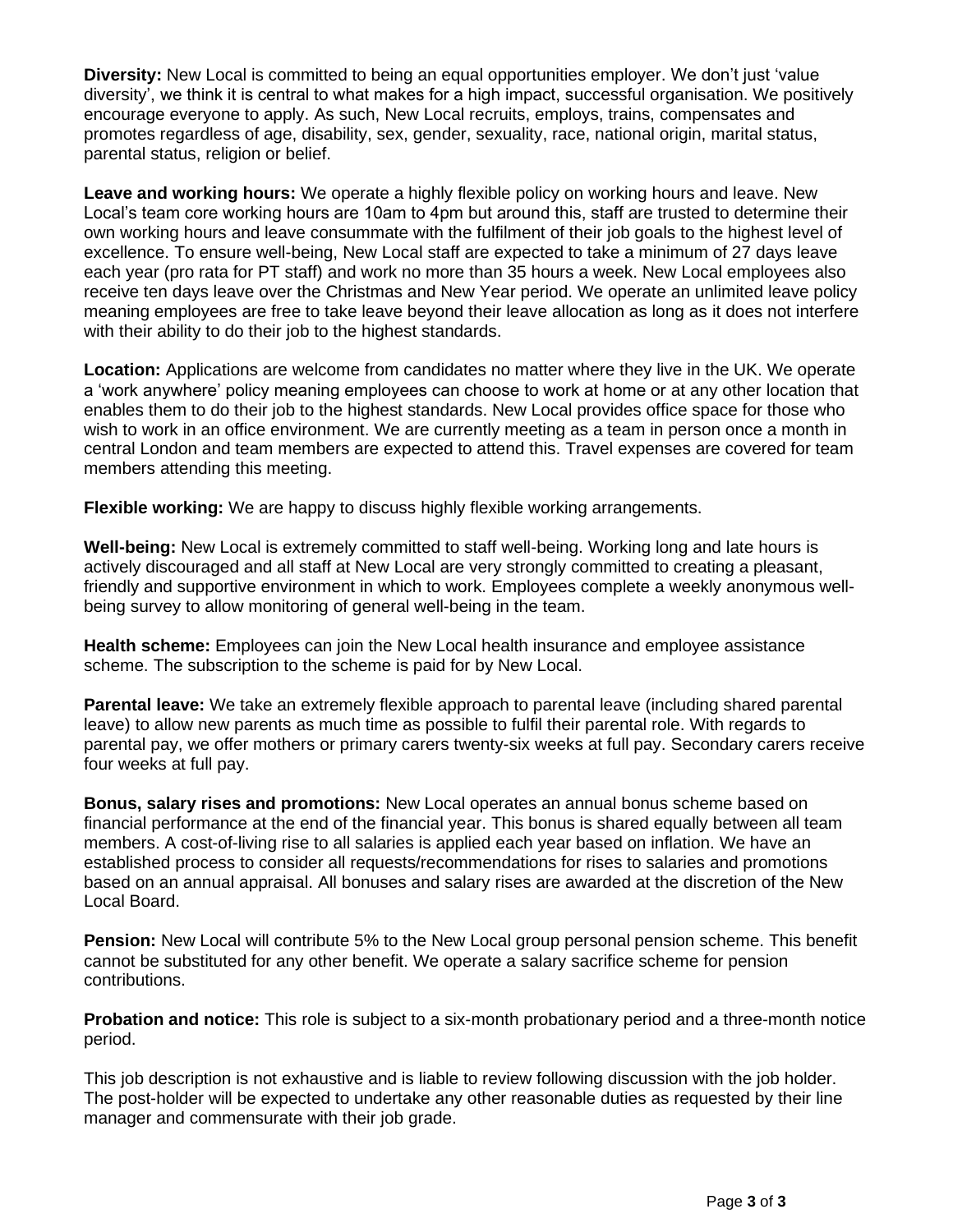**Diversity:** New Local is committed to being an equal opportunities employer. We don't just 'value diversity', we think it is central to what makes for a high impact, successful organisation. We positively encourage everyone to apply. As such, New Local recruits, employs, trains, compensates and promotes regardless of age, disability, sex, gender, sexuality, race, national origin, marital status, parental status, religion or belief.

**Leave and working hours:** We operate a highly flexible policy on working hours and leave. New Local's team core working hours are 10am to 4pm but around this, staff are trusted to determine their own working hours and leave consummate with the fulfilment of their job goals to the highest level of excellence. To ensure well-being, New Local staff are expected to take a minimum of 27 days leave each year (pro rata for PT staff) and work no more than 35 hours a week. New Local employees also receive ten days leave over the Christmas and New Year period. We operate an unlimited leave policy meaning employees are free to take leave beyond their leave allocation as long as it does not interfere with their ability to do their job to the highest standards.

**Location:** Applications are welcome from candidates no matter where they live in the UK. We operate a 'work anywhere' policy meaning employees can choose to work at home or at any other location that enables them to do their job to the highest standards. New Local provides office space for those who wish to work in an office environment. We are currently meeting as a team in person once a month in central London and team members are expected to attend this. Travel expenses are covered for team members attending this meeting.

**Flexible working:** We are happy to discuss highly flexible working arrangements.

**Well-being:** New Local is extremely committed to staff well-being. Working long and late hours is actively discouraged and all staff at New Local are very strongly committed to creating a pleasant, friendly and supportive environment in which to work. Employees complete a weekly anonymous well-being survey to allow monitoring of general well-being in the team.

**Health scheme:** Employees can join the New Local health insurance and employee assistance scheme. The subscription to the scheme is paid for by New Local.

**Parental leave:** We take an extremely flexible approach to parental leave (including shared parental leave) to allow new parents as much time as possible to fulfil their parental role. With regards to parental pay, we offer mothers or primary carers twenty-six weeks at full pay. Secondary carers receive four weeks at full pay.

**Bonus, salary rises and promotions:** New Local operates an annual bonus scheme based on financial performance at the end of the financial year. This bonus is shared equally between all team members. A cost-of-living rise to all salaries is applied each year based on inflation. We have an established process to consider all requests/recommendations for rises to salaries and promotions based on an annual appraisal. All bonuses and salary rises are awarded at the discretion of the New Local Board.

**Pension:** New Local will contribute 5% to the New Local group personal pension scheme. This benefit cannot be substituted for any other benefit. We operate a salary sacrifice scheme for pension contributions.

**Probation and notice:** This role is subject to a six-month probationary period and a three-month notice period.

This job description is not exhaustive and is liable to review following discussion with the job holder. The post-holder will be expected to undertake any other reasonable duties as requested by their line manager and commensurate with their job grade.